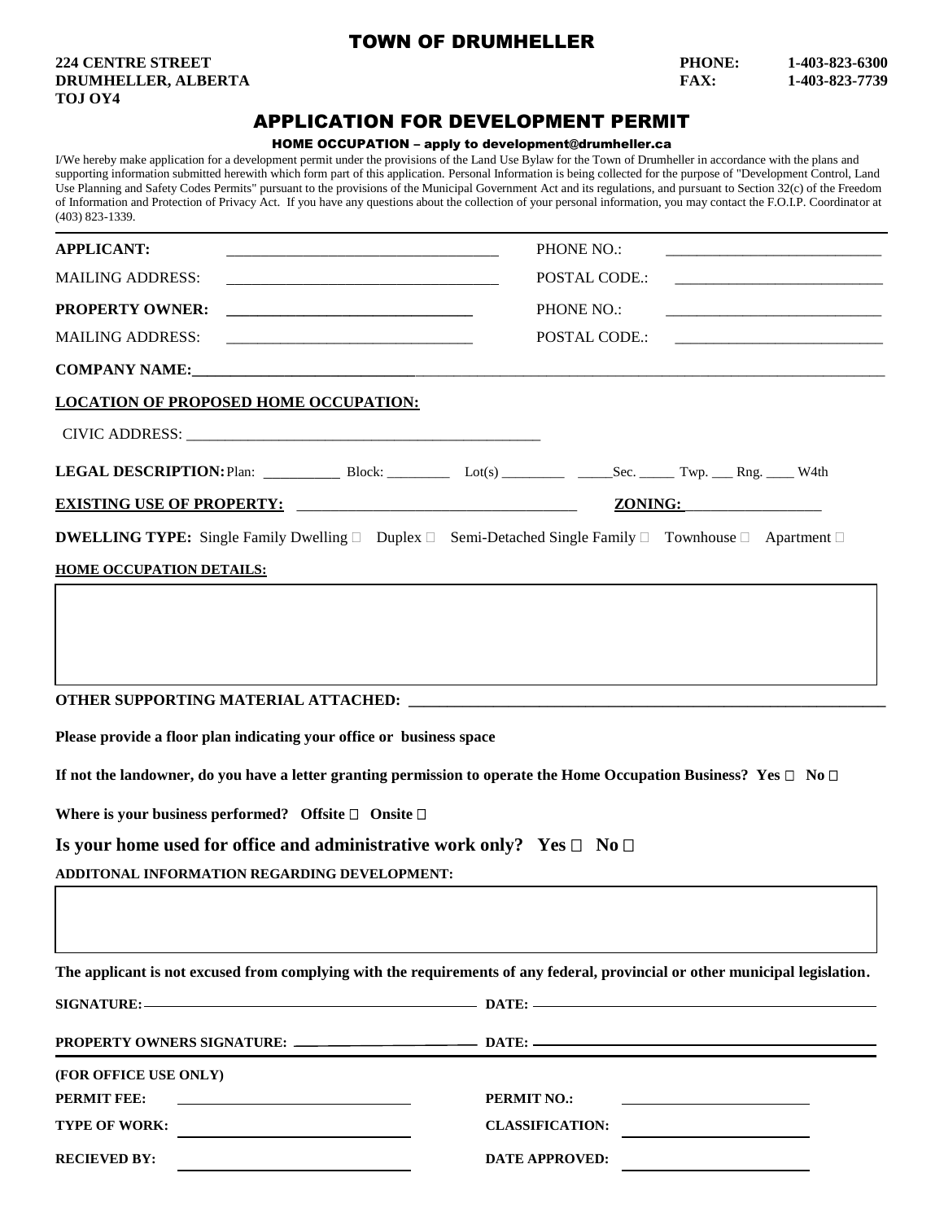# TOWN OF DRUMHELLER

**224 CENTRE STREET**
**DRUMHELLER, ALBERTA**
**TOJ OY4**

**PHONE: 1-403-823-6300**
**FAX: 1-403-823-7739**

## APPLICATION FOR DEVELOPMENT PERMIT

### HOME OCCUPATION – apply to development@drumheller.ca

I/We hereby make application for a development permit under the provisions of the Land Use Bylaw for the Town of Drumheller in accordance with the plans and supporting information submitted herewith which form part of this application. Personal Information is being collected for the purpose of "Development Control, Land Use Planning and Safety Codes Permits" pursuant to the provisions of the Municipal Government Act and its regulations, and pursuant to Section 32(c) of the Freedom of Information and Protection of Privacy Act. If you have any questions about the collection of your personal information, you may contact the F.O.I.P. Coordinator at (403) 823-1339.

**APPLICANT:** ______________________________ PHONE NO.: ______________________________

MAILING ADDRESS: ______________________________ POSTAL CODE.: ______________________________

**PROPERTY OWNER:** ______________________________ PHONE NO.: ______________________________

MAILING ADDRESS: ______________________________ POSTAL CODE.: ______________________________

**COMPANY NAME:** ______________________________

**LOCATION OF PROPOSED HOME OCCUPATION:**

CIVIC ADDRESS: ______________________________

**LEGAL DESCRIPTION:** Plan: __________ Block: _________ Lot(s) _________ _____Sec. _____ Twp. ___ Rng. ____ W4th

**EXISTING USE OF PROPERTY:** ______________________________ **ZONING:** __________________

**DWELLING TYPE:** Single Family Dwelling ☐ Duplex ☐ Semi-Detached Single Family ☐ Townhouse ☐ Apartment ☐

**HOME OCCUPATION DETAILS:**

**OTHER SUPPORTING MATERIAL ATTACHED:** ______________________________

**Please provide a floor plan indicating your office or business space**

**If not the landowner, do you have a letter granting permission to operate the Home Occupation Business? Yes ☐ No ☐**

**Where is your business performed? Offsite ☐ Onsite ☐**

**Is your home used for office and administrative work only? Yes ☐ No ☐**

**ADDITONAL INFORMATION REGARDING DEVELOPMENT:**

**The applicant is not excused from complying with the requirements of any federal, provincial or other municipal legislation.**

**SIGNATURE:** ______________________________ **DATE:** ______________________________

**PROPERTY OWNERS SIGNATURE:** ______________________________ **DATE:** ______________________________

**(FOR OFFICE USE ONLY)**

**PERMIT FEE:** ______________________________ **PERMIT NO.:** ______________________________

**TYPE OF WORK:** ______________________________ **CLASSIFICATION:** ______________________________

**RECIEVED BY:** ______________________________ **DATE APPROVED:** ______________________________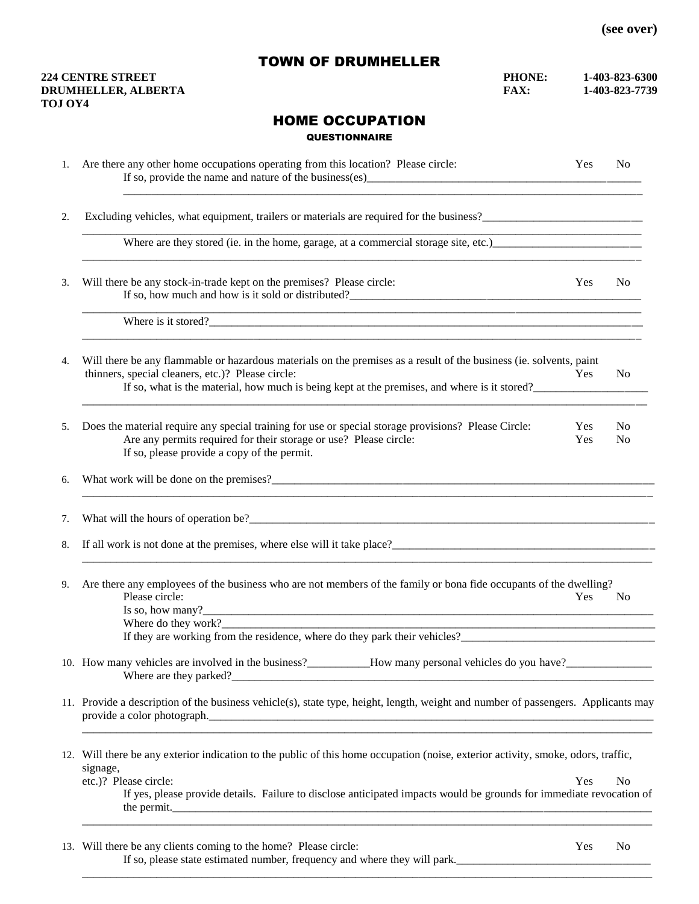(see over)

# TOWN OF DRUMHELLER

**224 CENTRE STREET**
**DRUMHELLER, ALBERTA**
**TOJ OY4**

**PHONE: 1-403-823-6300**
**FAX: 1-403-823-7739**

## HOME OCCUPATION

### QUESTIONNAIRE

1. Are there any other home occupations operating from this location? Please circle: Yes No
   If so, provide the name and nature of the business(es)______________________________________________
   ______________________________________________________________________________________

2. Excluding vehicles, what equipment, trailers or materials are required for the business?____________________________
   ______________________________________________________________________________________
   Where are they stored (ie. in the home, garage, at a commercial storage site, etc.)__________________________
   ______________________________________________________________________________________

3. Will there be any stock-in-trade kept on the premises? Please circle: Yes No
   If so, how much and how is it sold or distributed?_____________________________________________________
   ______________________________________________________________________________________
   Where is it stored?___________________________________________________________________________
   ______________________________________________________________________________________

4. Will there be any flammable or hazardous materials on the premises as a result of the business (ie. solvents, paint thinners, special cleaners, etc.)? Please circle: Yes No
   If so, what is the material, how much is being kept at the premises, and where is it stored?____________________
   ______________________________________________________________________________________

5. Does the material require any special training for use or special storage provisions? Please Circle: Yes No
   Are any permits required for their storage or use? Please circle: Yes No
   If so, please provide a copy of the permit.

6. What work will be done on the premises?_________________________________________________________________
   ______________________________________________________________________________________

7. What will the hours of operation be?____________________________________________________________________

8. If all work is not done at the premises, where else will it take place?_______________________________________________
   ______________________________________________________________________________________

9. Are there any employees of the business who are not members of the family or bona fide occupants of the dwelling?
   Please circle: Yes No
   Is so, how many?_____________________________________________________________________________
   Where do they work?__________________________________________________________________________
   If they are working from the residence, where do they park their vehicles?__________________________________

10. How many vehicles are involved in the business?___________How many personal vehicles do you have?_______________
    Where are they parked?_______________________________________________________________________

11. Provide a description of the business vehicle(s), state type, height, length, weight and number of passengers. Applicants may provide a color photograph.___________________________________________________________________
    ______________________________________________________________________________________

12. Will there be any exterior indication to the public of this home occupation (noise, exterior activity, smoke, odors, traffic, signage,
    etc.)? Please circle: Yes No
    If yes, please provide details. Failure to disclose anticipated impacts would be grounds for immediate revocation of the permit.______________________________________________________________________________
    ______________________________________________________________________________________

13. Will there be any clients coming to the home? Please circle: Yes No
    If so, please state estimated number, frequency and where they will park.__________________________________
    ______________________________________________________________________________________